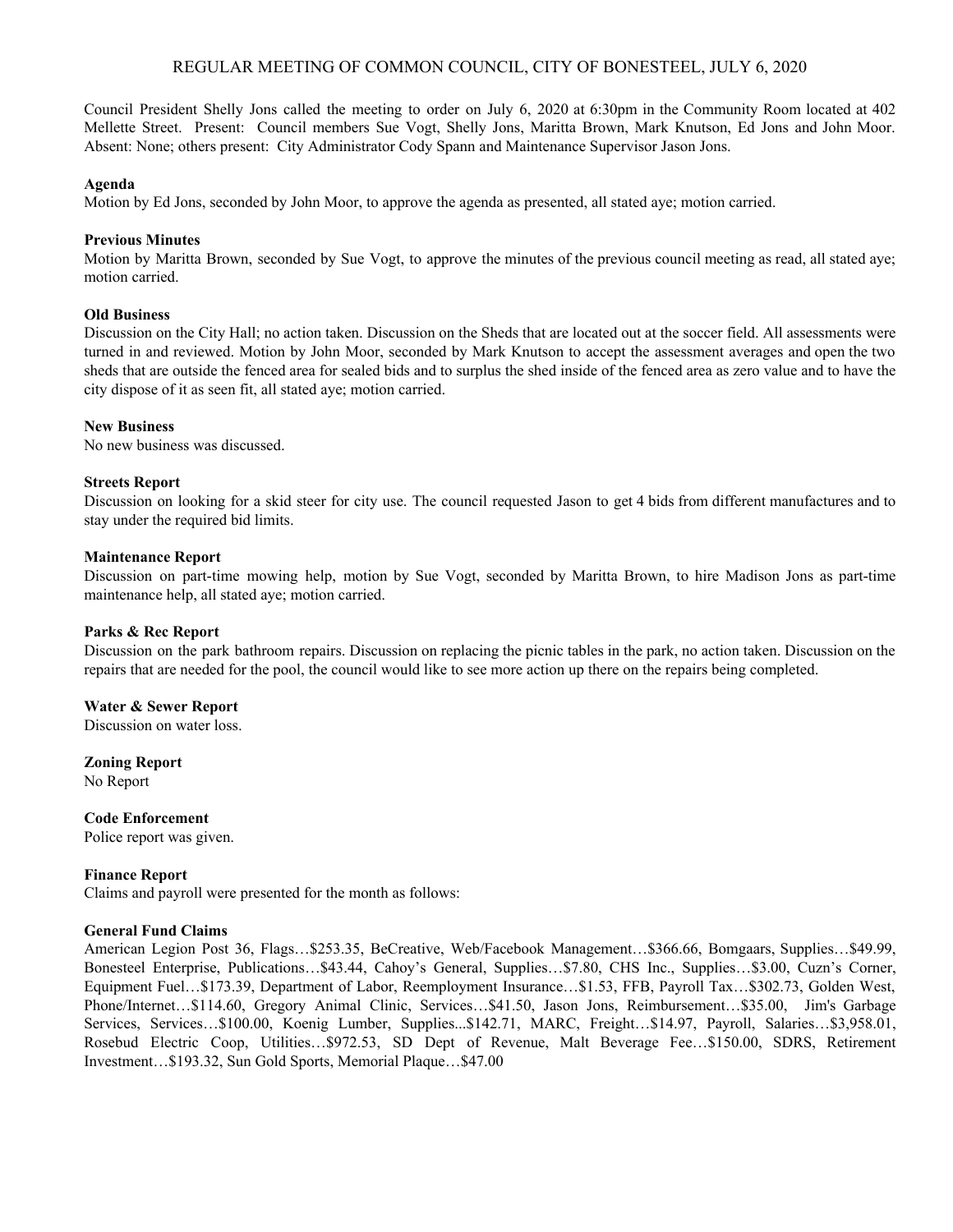# REGULAR MEETING OF COMMON COUNCIL, CITY OF BONESTEEL, JULY 6, 2020

Council President Shelly Jons called the meeting to order on July 6, 2020 at 6:30pm in the Community Room located at 402 Mellette Street. Present: Council members Sue Vogt, Shelly Jons, Maritta Brown, Mark Knutson, Ed Jons and John Moor. Absent: None; others present: City Administrator Cody Spann and Maintenance Supervisor Jason Jons.

**Agenda**

Motion by Ed Jons, seconded by John Moor, to approve the agenda as presented, all stated aye; motion carried.

**Previous Minutes**

Motion by Maritta Brown, seconded by Sue Vogt, to approve the minutes of the previous council meeting as read, all stated aye; motion carried.

**Old Business**

Discussion on the City Hall; no action taken. Discussion on the Sheds that are located out at the soccer field. All assessments were turned in and reviewed. Motion by John Moor, seconded by Mark Knutson to accept the assessment averages and open the two sheds that are outside the fenced area for sealed bids and to surplus the shed inside of the fenced area as zero value and to have the city dispose of it as seen fit, all stated aye; motion carried.

**New Business**

No new business was discussed.

**Streets Report**

Discussion on looking for a skid steer for city use. The council requested Jason to get 4 bids from different manufactures and to stay under the required bid limits.

**Maintenance Report**

Discussion on part-time mowing help, motion by Sue Vogt, seconded by Maritta Brown, to hire Madison Jons as part-time maintenance help, all stated aye; motion carried.

**Parks & Rec Report**

Discussion on the park bathroom repairs. Discussion on replacing the picnic tables in the park, no action taken. Discussion on the repairs that are needed for the pool, the council would like to see more action up there on the repairs being completed.

**Water & Sewer Report**

Discussion on water loss.

**Zoning Report**

No Report

**Code Enforcement**

Police report was given.

**Finance Report**

Claims and payroll were presented for the month as follows:

**General Fund Claims**

American Legion Post 36, Flags…$253.35, BeCreative, Web/Facebook Management…$366.66, Bomgaars, Supplies…$49.99, Bonesteel Enterprise, Publications…$43.44, Cahoy's General, Supplies…$7.80, CHS Inc., Supplies…$3.00, Cuzn's Corner, Equipment Fuel…$173.39, Department of Labor, Reemployment Insurance…$1.53, FFB, Payroll Tax…$302.73, Golden West, Phone/Internet…$114.60, Gregory Animal Clinic, Services…$41.50, Jason Jons, Reimbursement…$35.00, Jim's Garbage Services, Services…$100.00, Koenig Lumber, Supplies...$142.71, MARC, Freight…$14.97, Payroll, Salaries…$3,958.01, Rosebud Electric Coop, Utilities…$972.53, SD Dept of Revenue, Malt Beverage Fee…$150.00, SDRS, Retirement Investment…$193.32, Sun Gold Sports, Memorial Plaque…$47.00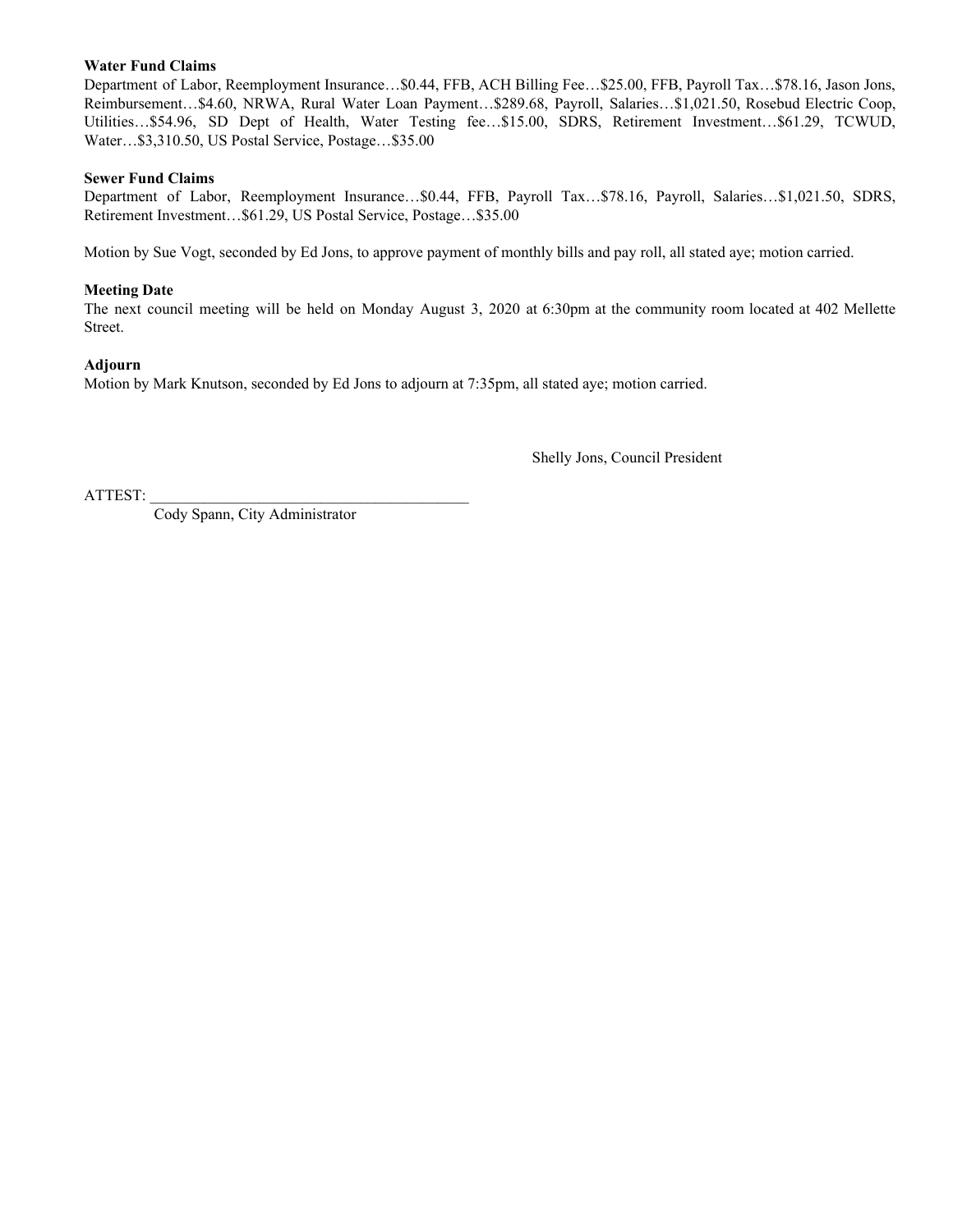**Water Fund Claims**

Department of Labor, Reemployment Insurance…$0.44, FFB, ACH Billing Fee…$25.00, FFB, Payroll Tax…$78.16, Jason Jons, Reimbursement…$4.60, NRWA, Rural Water Loan Payment…$289.68, Payroll, Salaries…$1,021.50, Rosebud Electric Coop, Utilities…$54.96, SD Dept of Health, Water Testing fee…$15.00, SDRS, Retirement Investment…$61.29, TCWUD, Water…$3,310.50, US Postal Service, Postage…$35.00

**Sewer Fund Claims**

Department of Labor, Reemployment Insurance…$0.44, FFB, Payroll Tax…$78.16, Payroll, Salaries…$1,021.50, SDRS, Retirement Investment…$61.29, US Postal Service, Postage…$35.00

Motion by Sue Vogt, seconded by Ed Jons, to approve payment of monthly bills and pay roll, all stated aye; motion carried.

**Meeting Date**

The next council meeting will be held on Monday August 3, 2020 at 6:30pm at the community room located at 402 Mellette Street.

**Adjourn**

Motion by Mark Knutson, seconded by Ed Jons to adjourn at 7:35pm, all stated aye; motion carried.

Shelly Jons, Council President

ATTEST: \_\_\_\_\_\_\_\_\_\_\_\_\_\_\_\_\_\_\_\_\_\_\_\_\_\_\_\_\_\_\_\_\_\_\_\_\_\_\_\_

Cody Spann, City Administrator